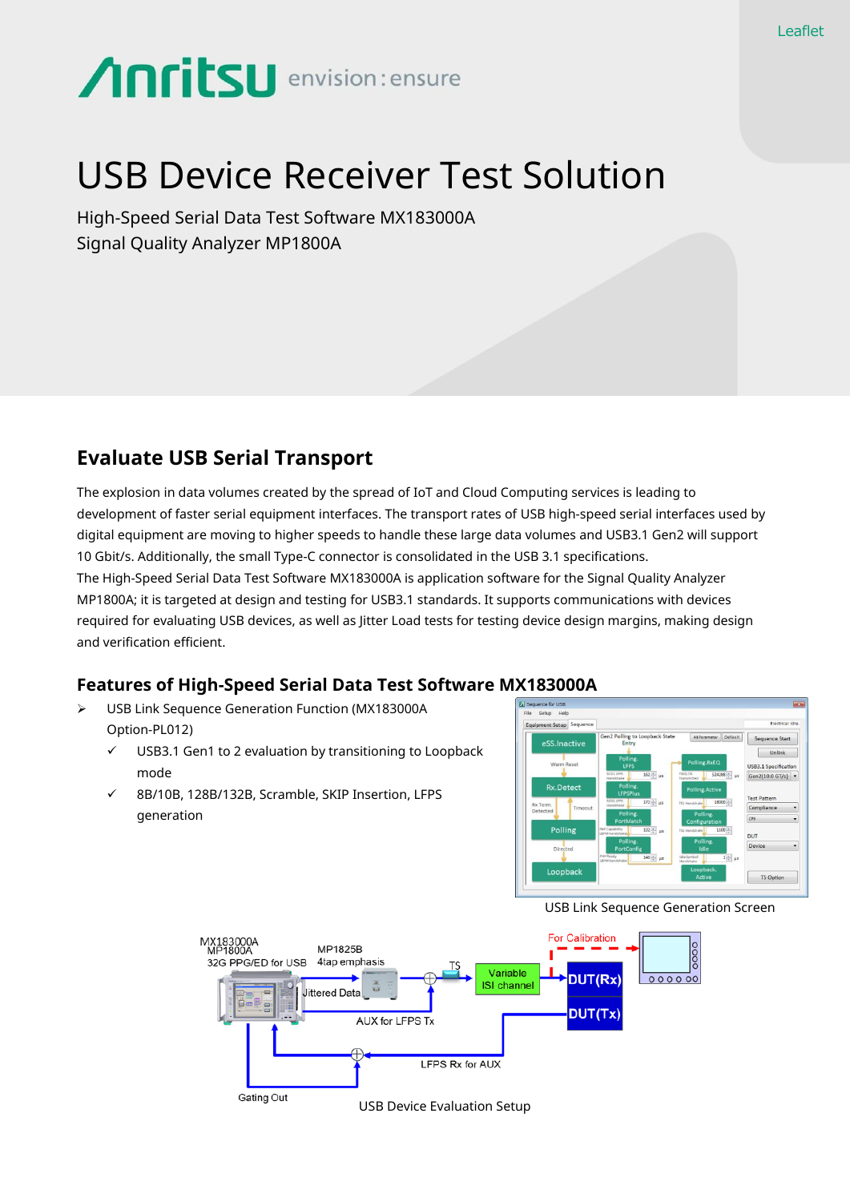Leaflet

Anritsu envision : ensure

# USB Device Receiver Test Solution

High-Speed Serial Data Test Software MX183000A
Signal Quality Analyzer MP1800A

## Evaluate USB Serial Transport

The explosion in data volumes created by the spread of IoT and Cloud Computing services is leading to development of faster serial equipment interfaces. The transport rates of USB high-speed serial interfaces used by digital equipment are moving to higher speeds to handle these large data volumes and USB3.1 Gen2 will support 10 Gbit/s. Additionally, the small Type-C connector is consolidated in the USB 3.1 specifications.
The High-Speed Serial Data Test Software MX183000A is application software for the Signal Quality Analyzer MP1800A; it is targeted at design and testing for USB3.1 standards. It supports communications with devices required for evaluating USB devices, as well as Jitter Load tests for testing device design margins, making design and verification efficient.

## Features of High-Speed Serial Data Test Software MX183000A

- USB Link Sequence Generation Function (MX183000A Option-PL012)
  - ✓ USB3.1 Gen1 to 2 evaluation by transitioning to Loopback mode
  - ✓ 8B/10B, 128B/132B, Scramble, SKIP Insertion, LFPS generation

USB Link Sequence Generation Screen

USB Device Evaluation Setup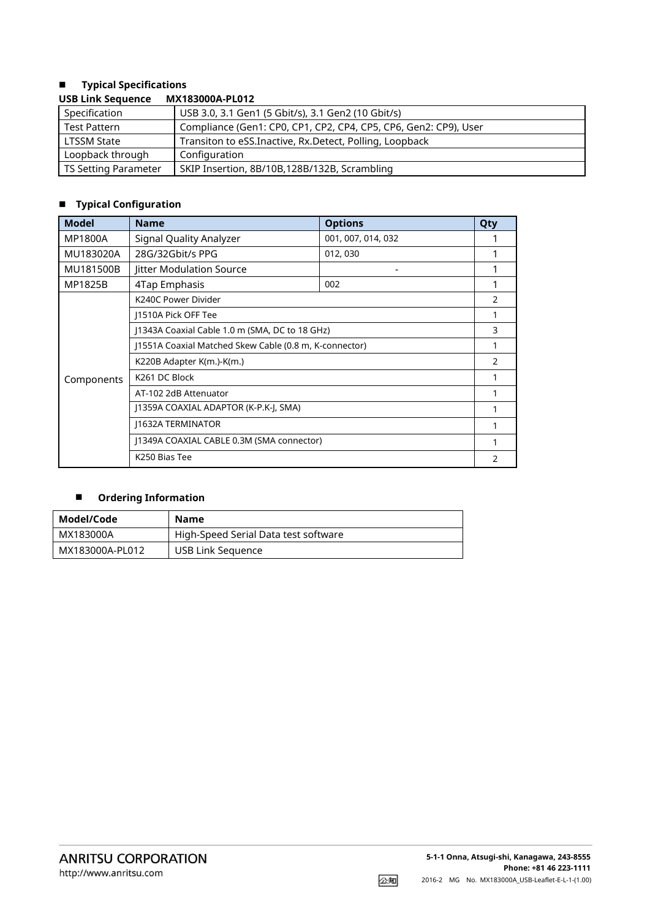## ■ Typical Specifications

**USB Link Sequence MX183000A-PL012**

| | |
|---|---|
| Specification | USB 3.0, 3.1 Gen1 (5 Gbit/s), 3.1 Gen2 (10 Gbit/s) |
| Test Pattern | Compliance (Gen1: CP0, CP1, CP2, CP4, CP5, CP6, Gen2: CP9), User |
| LTSSM State | Transiton to eSS.Inactive, Rx.Detect, Polling, Loopback |
| Loopback through | Configuration |
| TS Setting Parameter | SKIP Insertion, 8B/10B,128B/132B, Scrambling |

## ■ Typical Configuration

| Model | Name | Options | Qty |
|---|---|---|---|
| MP1800A | Signal Quality Analyzer | 001, 007, 014, 032 | 1 |
| MU183020A | 28G/32Gbit/s PPG | 012, 030 | 1 |
| MU181500B | Jitter Modulation Source | - | 1 |
| MP1825B | 4Tap Emphasis | 002 | 1 |
| Components | K240C Power Divider | | 2 |
| | J1510A Pick OFF Tee | | 1 |
| | J1343A Coaxial Cable 1.0 m (SMA, DC to 18 GHz) | | 3 |
| | J1551A Coaxial Matched Skew Cable (0.8 m, K-connector) | | 1 |
| | K220B Adapter K(m.)-K(m.) | | 2 |
| | K261 DC Block | | 1 |
| | AT-102 2dB Attenuator | | 1 |
| | J1359A COAXIAL ADAPTOR (K-P.K-J, SMA) | | 1 |
| | J1632A TERMINATOR | | 1 |
| | J1349A COAXIAL CABLE 0.3M (SMA connector) | | 1 |
| | K250 Bias Tee | | 2 |

## ■ Ordering Information

| Model/Code | Name |
|---|---|
| MX183000A | High-Speed Serial Data test software |
| MX183000A-PL012 | USB Link Sequence |

**ANRITSU CORPORATION**
http://www.anritsu.com

**5-1-1 Onna, Atsugi-shi, Kanagawa, 243-8555**
**Phone: +81 46 223-1111**

公知 2016-2 MG No. MX183000A_USB-Leaflet-E-L-1-(1.00)